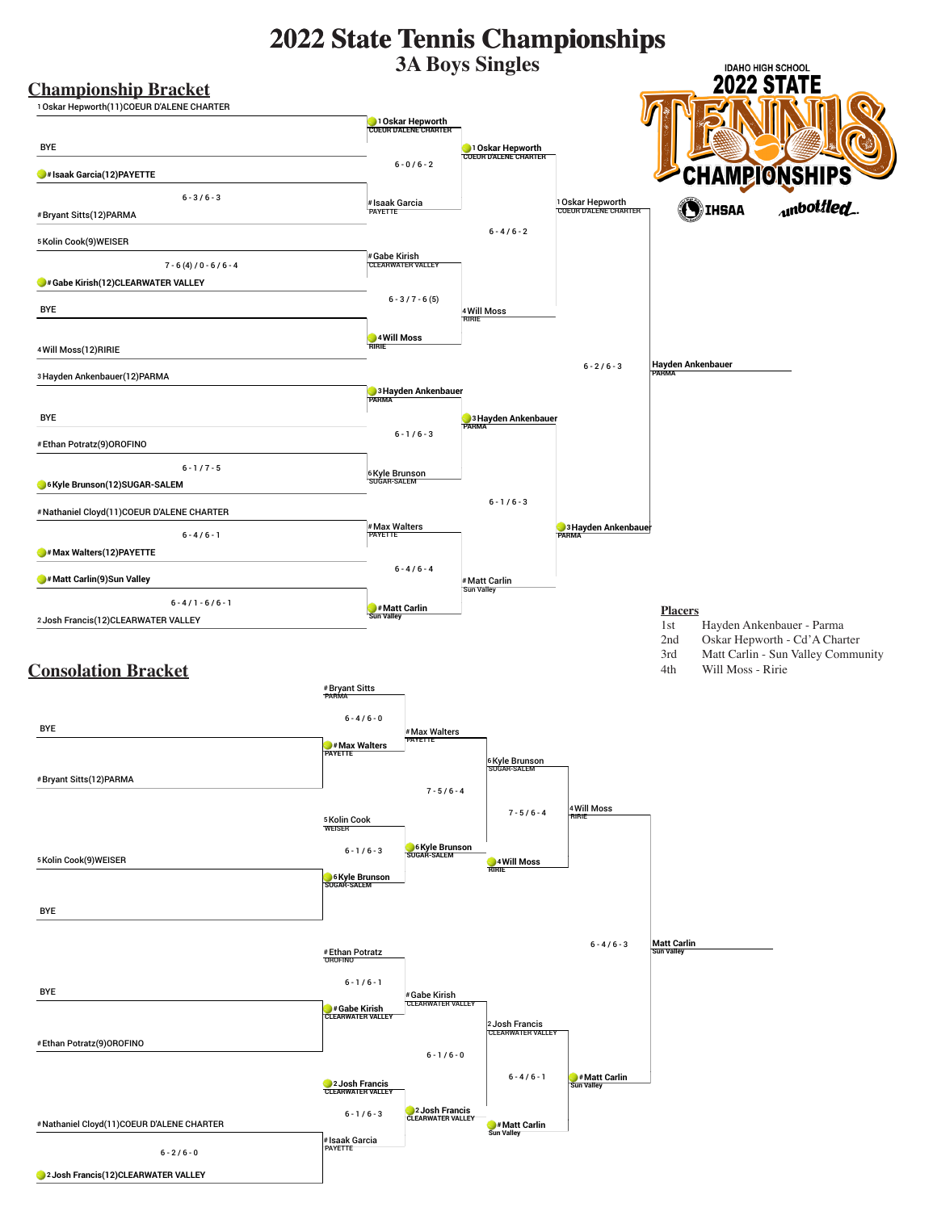# 2022 State Tennis Championships

## 3A Boys Singles

IDAHO HIGH SCHOOL 2022 STATE TENNIS CHAMPIONSHIPS

IHSAA unbottled

### Championship Bracket

**First Round**

- 1 Oskar Hepworth(11)COEUR D'ALENE CHARTER vs. BYE
- # Isaak Garcia(12)PAYETTE def. # Bryant Sitts(12)PARMA, 6 - 3 / 6 - 3
- 5 Kolin Cook(9)WEISER vs. # Gabe Kirish(12)CLEARWATER VALLEY — Gabe Kirish won, 7 - 6 (4) / 0 - 6 / 6 - 4
- BYE vs. 4 Will Moss(12)RIRIE
- 3 Hayden Ankenbauer(12)PARMA vs. BYE
- # Ethan Potratz(9)OROFINO vs. 6 Kyle Brunson(12)SUGAR-SALEM — Kyle Brunson won, 6 - 1 / 7 - 5
- # Nathaniel Cloyd(11)COEUR D'ALENE CHARTER vs. # Max Walters(12)PAYETTE — Max Walters won, 6 - 4 / 6 - 1
- # Matt Carlin(9)Sun Valley def. 2 Josh Francis(12)CLEARWATER VALLEY, 6 - 4 / 1 - 6 / 6 - 1

**Quarterfinals**

- 1 Oskar Hepworth (COEUR D'ALENE CHARTER) def. # Isaak Garcia (PAYETTE), 6 - 0 / 6 - 2
- 4 Will Moss (RIRIE) def. # Gabe Kirish (CLEARWATER VALLEY), 6 - 3 / 7 - 6 (5)
- 3 Hayden Ankenbauer (PARMA) def. 6 Kyle Brunson (SUGAR-SALEM), 6 - 1 / 6 - 3
- # Matt Carlin (Sun Valley) def. # Max Walters (PAYETTE), 6 - 4 / 6 - 4

**Semifinals**

- 1 Oskar Hepworth (COEUR D'ALENE CHARTER) def. 4 Will Moss (RIRIE), 6 - 4 / 6 - 2
- 3 Hayden Ankenbauer (PARMA) def. # Matt Carlin (Sun Valley), 6 - 1 / 6 - 3

**Final**

- Hayden Ankenbauer (PARMA) def. 1 Oskar Hepworth (COEUR D'ALENE CHARTER), 6 - 2 / 6 - 3

**Champion:** Hayden Ankenbauer, PARMA

### Placers

| | |
|---|---|
| 1st | Hayden Ankenbauer - Parma |
| 2nd | Oskar Hepworth - Cd'A Charter |
| 3rd | Matt Carlin - Sun Valley Community |
| 4th | Will Moss - Ririe |

### Consolation Bracket

**First Round**

- BYE vs. # Bryant Sitts(12)PARMA
- 5 Kolin Cook(9)WEISER vs. BYE
- BYE vs. # Ethan Potratz(9)OROFINO
- # Nathaniel Cloyd(11)COEUR D'ALENE CHARTER vs. 2 Josh Francis(12)CLEARWATER VALLEY — Josh Francis won, 6 - 2 / 6 - 0

**Second Round**

- # Max Walters (PAYETTE) def. # Bryant Sitts (PARMA), 6 - 4 / 6 - 0
- 6 Kyle Brunson (SUGAR-SALEM) def. 5 Kolin Cook (WEISER), 6 - 1 / 6 - 3
- # Gabe Kirish (CLEARWATER VALLEY) def. # Ethan Potratz (OROFINO), 6 - 1 / 6 - 1
- 2 Josh Francis (CLEARWATER VALLEY) def. # Isaak Garcia (PAYETTE), 6 - 1 / 6 - 3

**Third Round**

- 6 Kyle Brunson (SUGAR-SALEM) def. # Max Walters (PAYETTE), 7 - 5 / 6 - 4
- 2 Josh Francis (CLEARWATER VALLEY) def. # Gabe Kirish (CLEARWATER VALLEY), 6 - 1 / 6 - 0

**Consolation Semifinals**

- 4 Will Moss (RIRIE) def. 6 Kyle Brunson (SUGAR-SALEM), 7 - 5 / 6 - 4
- # Matt Carlin (Sun Valley) def. 2 Josh Francis (CLEARWATER VALLEY), 6 - 4 / 6 - 1

**Consolation Final**

- Matt Carlin (Sun Valley) def. 4 Will Moss (RIRIE), 6 - 4 / 6 - 3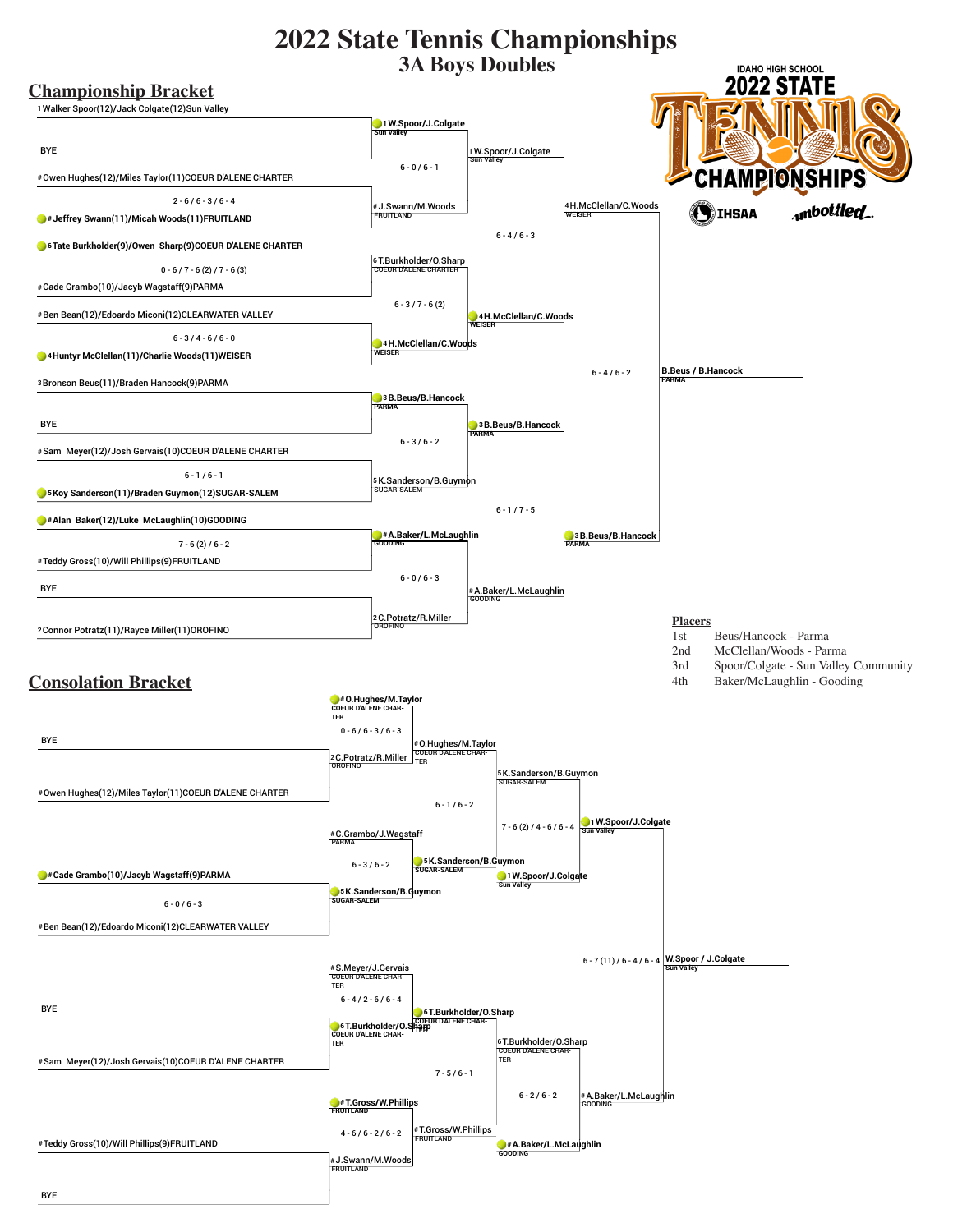# 2022 State Tennis Championships
## 3A Boys Doubles

IDAHO HIGH SCHOOL 2022 STATE TENNIS CHAMPIONSHIPS

IHSAA unbottled

### Championship Bracket

**First Round**

- 1 Walker Spoor(12)/Jack Colgate(12) Sun Valley vs. BYE
- # Owen Hughes(12)/Miles Taylor(11) COEUR D'ALENE CHARTER vs. # Jeffrey Swann(11)/Micah Woods(11) FRUITLAND — 2-6 / 6-3 / 6-4
- 6 Tate Burkholder(9)/Owen Sharp(9) COEUR D'ALENE CHARTER vs. # Cade Grambo(10)/Jacyb Wagstaff(9) PARMA — 0-6 / 7-6 (2) / 7-6 (3)
- # Ben Bean(12)/Edoardo Miconi(12) CLEARWATER VALLEY vs. 4 Huntyr McClellan(11)/Charlie Woods(11) WEISER — 6-3 / 4-6 / 6-0
- 3 Bronson Beus(11)/Braden Hancock(9) PARMA vs. BYE
- # Sam Meyer(12)/Josh Gervais(10) COEUR D'ALENE CHARTER vs. 5 Koy Sanderson(11)/Braden Guymon(12) SUGAR-SALEM — 6-1 / 6-1
- # Alan Baker(12)/Luke McLaughlin(10) GOODING vs. # Teddy Gross(10)/Will Phillips(9) FRUITLAND — 7-6 (2) / 6-2
- BYE vs. 2 Connor Potratz(11)/Rayce Miller(11) OROFINO

**Quarterfinals**

- 1 W.Spoor/J.Colgate (Sun Valley) vs. # J.Swann/M.Woods (FRUITLAND) — 6-0 / 6-1
- 6 T.Burkholder/O.Sharp (COEUR D'ALENE CHARTER) vs. 4 H.McClellan/C.Woods (WEISER) — 6-3 / 7-6 (2)
- 3 B.Beus/B.Hancock (PARMA) vs. 5 K.Sanderson/B.Guymon (SUGAR-SALEM) — 6-3 / 6-2
- # A.Baker/L.McLaughlin (GOODING) vs. 2 C.Potratz/R.Miller (OROFINO) — 6-0 / 6-3

**Semifinals**

- 1 W.Spoor/J.Colgate (Sun Valley) vs. 4 H.McClellan/C.Woods (WEISER) — 6-4 / 6-3
- 3 B.Beus/B.Hancock (PARMA) vs. # A.Baker/L.McLaughlin (GOODING) — 6-1 / 7-5

**Final**

- 4 H.McClellan/C.Woods (WEISER) vs. 3 B.Beus/B.Hancock (PARMA) — 6-4 / 6-2

**Champion:** B.Beus / B.Hancock — PARMA

### Placers

| | |
|---|---|
| 1st | Beus/Hancock - Parma |
| 2nd | McClellan/Woods - Parma |
| 3rd | Spoor/Colgate - Sun Valley Community |
| 4th | Baker/McLaughlin - Gooding |

### Consolation Bracket

**First Round**

- BYE vs. # Owen Hughes(12)/Miles Taylor(11) COEUR D'ALENE CHARTER
- # Cade Grambo(10)/Jacyb Wagstaff(9) PARMA vs. # Ben Bean(12)/Edoardo Miconi(12) CLEARWATER VALLEY — 6-0 / 6-3
- BYE vs. # Sam Meyer(12)/Josh Gervais(10) COEUR D'ALENE CHARTER
- # Teddy Gross(10)/Will Phillips(9) FRUITLAND vs. BYE

**Second Round**

- # O.Hughes/M.Taylor (COEUR D'ALENE CHARTER) vs. 2 C.Potratz/R.Miller (OROFINO) — 0-6 / 6-3 / 6-3
- # C.Grambo/J.Wagstaff (PARMA) vs. 5 K.Sanderson/B.Guymon (SUGAR-SALEM) — 6-3 / 6-2
- # S.Meyer/J.Gervais (COEUR D'ALENE CHARTER) vs. 6 T.Burkholder/O.Sharp (COEUR D'ALENE CHARTER) — 6-4 / 2-6 / 6-4
- # T.Gross/W.Phillips (FRUITLAND) vs. # J.Swann/M.Woods (FRUITLAND) — 4-6 / 6-2 / 6-2

**Third Round**

- # O.Hughes/M.Taylor (COEUR D'ALENE CHARTER) vs. 5 K.Sanderson/B.Guymon (SUGAR-SALEM) — 6-1 / 6-2
- 6 T.Burkholder/O.Sharp (COEUR D'ALENE CHARTER) vs. # T.Gross/W.Phillips (FRUITLAND) — 7-5 / 6-1

**Fourth Round**

- 5 K.Sanderson/B.Guymon (SUGAR-SALEM) vs. 1 W.Spoor/J.Colgate (Sun Valley) — 7-6 (2) / 4-6 / 6-4
- 6 T.Burkholder/O.Sharp (COEUR D'ALENE CHARTER) vs. # A.Baker/L.McLaughlin (GOODING) — 6-2 / 6-2

**Third Place Match**

- 1 W.Spoor/J.Colgate (Sun Valley) vs. # A.Baker/L.McLaughlin (GOODING) — 6-7 (11) / 6-4 / 6-4

**Winner:** W.Spoor / J.Colgate — Sun Valley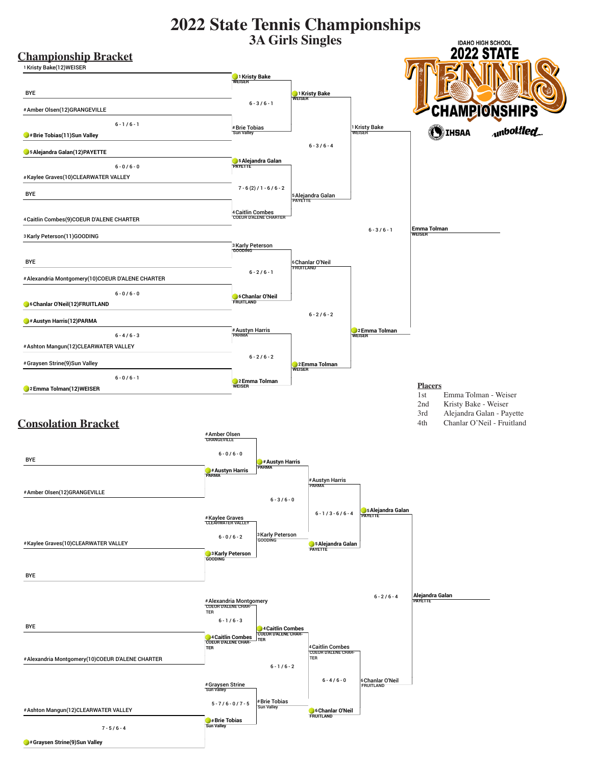# 2022 State Tennis Championships

## 3A Girls Singles

IDAHO HIGH SCHOOL 2022 STATE TENNIS CHAMPIONSHIPS

IHSAA unbottled

### Championship Bracket

**First Round**

- 1 Kristy Bake(12)WEISER vs BYE — 1 Kristy Bake, WEISER
- #Amber Olsen(12)GRANGEVILLE vs #Brie Tobias(11)Sun Valley — 6 - 1 / 6 - 1 — #Brie Tobias, Sun Valley
- 5 Alejandra Galan(12)PAYETTE vs #Kaylee Graves(10)CLEARWATER VALLEY — 6 - 0 / 6 - 0 — 5 Alejandra Galan, PAYETTE
- BYE vs 4 Caitlin Combes(9)COEUR D'ALENE CHARTER — 4 Caitlin Combes, COEUR D'ALENE CHARTER
- 3 Karly Peterson(11)GOODING vs BYE — 3 Karly Peterson, GOODING
- #Alexandria Montgomery(10)COEUR D'ALENE CHARTER vs 6 Chanlar O'Neil(12)FRUITLAND — 6 - 0 / 6 - 0 — 6 Chanlar O'Neil, FRUITLAND
- #Austyn Harris(12)PARMA vs #Ashton Mangun(12)CLEARWATER VALLEY — 6 - 4 / 6 - 3 — #Austyn Harris, PARMA
- #Graysen Strine(9)Sun Valley vs 2 Emma Tolman(12)WEISER — 6 - 0 / 6 - 1 — 2 Emma Tolman, WEISER

**Quarterfinals**

- 1 Kristy Bake vs #Brie Tobias — 6 - 3 / 6 - 1 — 1 Kristy Bake, WEISER
- 5 Alejandra Galan vs 4 Caitlin Combes — 7 - 6 (2) / 1 - 6 / 6 - 2 — 5 Alejandra Galan, PAYETTE
- 3 Karly Peterson vs 6 Chanlar O'Neil — 6 - 2 / 6 - 1 — 6 Chanlar O'Neil, FRUITLAND
- #Austyn Harris vs 2 Emma Tolman — 6 - 2 / 6 - 2 — 2 Emma Tolman, WEISER

**Semifinals**

- 1 Kristy Bake vs 5 Alejandra Galan — 6 - 3 / 6 - 4 — 1 Kristy Bake, WEISER
- 6 Chanlar O'Neil vs 2 Emma Tolman — 6 - 2 / 6 - 2 — 2 Emma Tolman, WEISER

**Final**

- 1 Kristy Bake vs 2 Emma Tolman — 6 - 3 / 6 - 1 — **Emma Tolman, WEISER**

### Placers

| Place | Player |
|---|---|
| 1st | Emma Tolman - Weiser |
| 2nd | Kristy Bake - Weiser |
| 3rd | Alejandra Galan - Payette |
| 4th | Chanlar O'Neil - Fruitland |

### Consolation Bracket

**First Round**

- BYE vs #Amber Olsen(12)GRANGEVILLE — #Amber Olsen, GRANGEVILLE
- #Kaylee Graves(10)CLEARWATER VALLEY vs BYE — #Kaylee Graves, CLEARWATER VALLEY
- BYE vs #Alexandria Montgomery(10)COEUR D'ALENE CHARTER — #Alexandria Montgomery, COEUR D'ALENE CHARTER
- #Ashton Mangun(12)CLEARWATER VALLEY vs #Graysen Strine(9)Sun Valley — 7 - 5 / 6 - 4 — #Graysen Strine, Sun Valley

**Second Round**

- #Amber Olsen vs #Austyn Harris — 6 - 0 / 6 - 0 — #Austyn Harris, PARMA
- #Kaylee Graves vs 3 Karly Peterson — 6 - 0 / 6 - 2 — 3 Karly Peterson, GOODING
- #Alexandria Montgomery vs 4 Caitlin Combes — 6 - 1 / 6 - 3 — 4 Caitlin Combes, COEUR D'ALENE CHARTER
- #Graysen Strine vs #Brie Tobias — 5 - 7 / 6 - 0 / 7 - 5 — #Brie Tobias, Sun Valley

**Third Round**

- #Austyn Harris vs 3 Karly Peterson — 6 - 3 / 6 - 0 — #Austyn Harris, PARMA
- 4 Caitlin Combes vs #Brie Tobias — 6 - 1 / 6 - 2 — 4 Caitlin Combes, COEUR D'ALENE CHARTER

**Fourth Round**

- #Austyn Harris vs 5 Alejandra Galan — 6 - 1 / 3 - 6 / 6 - 4 — 5 Alejandra Galan, PAYETTE
- 4 Caitlin Combes vs 6 Chanlar O'Neil — 6 - 4 / 6 - 0 — 6 Chanlar O'Neil, FRUITLAND

**Consolation Final**

- 5 Alejandra Galan vs 6 Chanlar O'Neil — 6 - 2 / 6 - 4 — **Alejandra Galan, PAYETTE**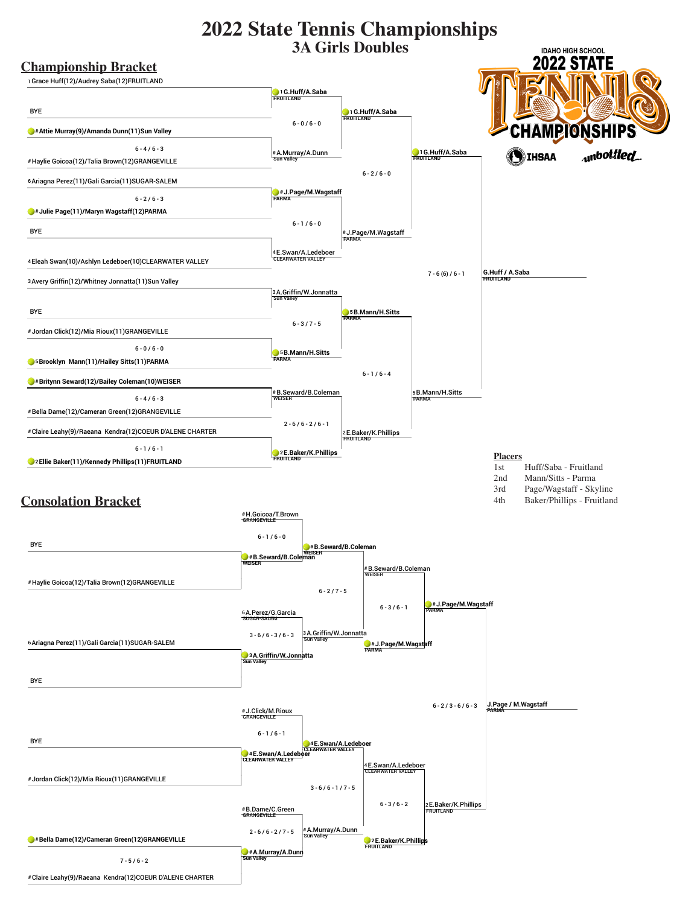# 2022 State Tennis Championships

## 3A Girls Doubles

IDAHO HIGH SCHOOL 2022 STATE TENNIS CHAMPIONSHIPS

IHSAA unbottled

## Championship Bracket

### First Round

- 1 Grace Huff(12)/Audrey Saba(12) FRUITLAND vs. BYE — 1 G.Huff/A.Saba (FRUITLAND)
- # Attie Murray(9)/Amanda Dunn(11) Sun Valley def. # Haylie Goicoa(12)/Talia Brown(12) GRANGEVILLE, 6 - 4 / 6 - 3 — # A.Murray/A.Dunn (Sun Valley)
- # Julie Page(11)/Maryn Wagstaff(12) PARMA def. 6 Ariagna Perez(11)/Gali Garcia(11) SUGAR-SALEM, 6 - 2 / 6 - 3 — # J.Page/M.Wagstaff (PARMA)
- 4 Eleah Swan(10)/Ashlyn Ledeboer(10) CLEARWATER VALLEY vs. BYE — 4 E.Swan/A.Ledeboer (CLEARWATER VALLEY)
- 3 Avery Griffin(12)/Whitney Jonnatta(11) Sun Valley vs. BYE — 3 A.Griffin/W.Jonnatta (Sun Valley)
- 5 Brooklyn Mann(11)/Hailey Sitts(11) PARMA def. # Jordan Click(12)/Mia Rioux(11) GRANGEVILLE, 6 - 0 / 6 - 0 — 5 B.Mann/H.Sitts (PARMA)
- # Britynn Seward(12)/Bailey Coleman(10) WEISER def. # Bella Dame(12)/Cameran Green(12) GRANGEVILLE, 6 - 4 / 6 - 3 — # B.Seward/B.Coleman (WEISER)
- 2 Ellie Baker(11)/Kennedy Phillips(11) FRUITLAND def. # Claire Leahy(9)/Raeana Kendra(12) COEUR D'ALENE CHARTER, 6 - 1 / 6 - 1 — 2 E.Baker/K.Phillips (FRUITLAND)

### Quarterfinals

- 1 G.Huff/A.Saba (FRUITLAND) def. # A.Murray/A.Dunn (Sun Valley), 6 - 0 / 6 - 0
- # J.Page/M.Wagstaff (PARMA) def. 4 E.Swan/A.Ledeboer (CLEARWATER VALLEY), 6 - 1 / 6 - 0
- 5 B.Mann/H.Sitts (PARMA) def. 3 A.Griffin/W.Jonnatta (Sun Valley), 6 - 3 / 7 - 5
- 2 E.Baker/K.Phillips (FRUITLAND) vs. # B.Seward/B.Coleman (WEISER), 2 - 6 / 6 - 2 / 6 - 1

### Semifinals

- 1 G.Huff/A.Saba (FRUITLAND) def. # J.Page/M.Wagstaff (PARMA), 6 - 2 / 6 - 0
- 5 B.Mann/H.Sitts (PARMA) def. 2 E.Baker/K.Phillips (FRUITLAND), 6 - 1 / 6 - 4

### Final

- G.Huff / A.Saba (FRUITLAND) def. 5 B.Mann/H.Sitts (PARMA), 7 - 6 (6) / 6 - 1

## Placers

| Place | Team |
|---|---|
| 1st | Huff/Saba - Fruitland |
| 2nd | Mann/Sitts - Parma |
| 3rd | Page/Wagstaff - Skyline |
| 4th | Baker/Phillips - Fruitland |

## Consolation Bracket

### First Round

- # Haylie Goicoa(12)/Talia Brown(12) GRANGEVILLE vs. BYE — # H.Goicoa/T.Brown (GRANGEVILLE)
- 6 Ariagna Perez(11)/Gali Garcia(11) SUGAR-SALEM vs. BYE — 6 A.Perez/G.Garcia (SUGAR-SALEM)
- # Jordan Click(12)/Mia Rioux(11) GRANGEVILLE vs. BYE — # J.Click/M.Rioux (GRANGEVILLE)
- # Bella Dame(12)/Cameran Green(12) GRANGEVILLE def. # Claire Leahy(9)/Raeana Kendra(12) COEUR D'ALENE CHARTER, 7 - 5 / 6 - 2 — # B.Dame/C.Green (GRANGEVILLE)

### Second Round

- # B.Seward/B.Coleman (WEISER) def. # H.Goicoa/T.Brown (GRANGEVILLE), 6 - 1 / 6 - 0
- 3 A.Griffin/W.Jonnatta (Sun Valley) def. 6 A.Perez/G.Garcia (SUGAR-SALEM), 3 - 6 / 6 - 3 / 6 - 3
- 4 E.Swan/A.Ledeboer (CLEARWATER VALLEY) def. # J.Click/M.Rioux (GRANGEVILLE), 6 - 1 / 6 - 1
- # A.Murray/A.Dunn (Sun Valley) def. # B.Dame/C.Green (GRANGEVILLE), 2 - 6 / 6 - 2 / 7 - 5

### Third Round

- # B.Seward/B.Coleman (WEISER) def. 3 A.Griffin/W.Jonnatta (Sun Valley), 6 - 2 / 7 - 5
- 4 E.Swan/A.Ledeboer (CLEARWATER VALLEY) def. # A.Murray/A.Dunn (Sun Valley), 3 - 6 / 6 - 1 / 7 - 5

### Fourth Round

- # J.Page/M.Wagstaff (PARMA) def. # B.Seward/B.Coleman (WEISER), 6 - 3 / 6 - 1
- 2 E.Baker/K.Phillips (FRUITLAND) def. 4 E.Swan/A.Ledeboer (CLEARWATER VALLEY), 6 - 3 / 6 - 2

### Consolation Final

- J.Page / M.Wagstaff (PARMA) def. 2 E.Baker/K.Phillips (FRUITLAND), 6 - 2 / 3 - 6 / 6 - 3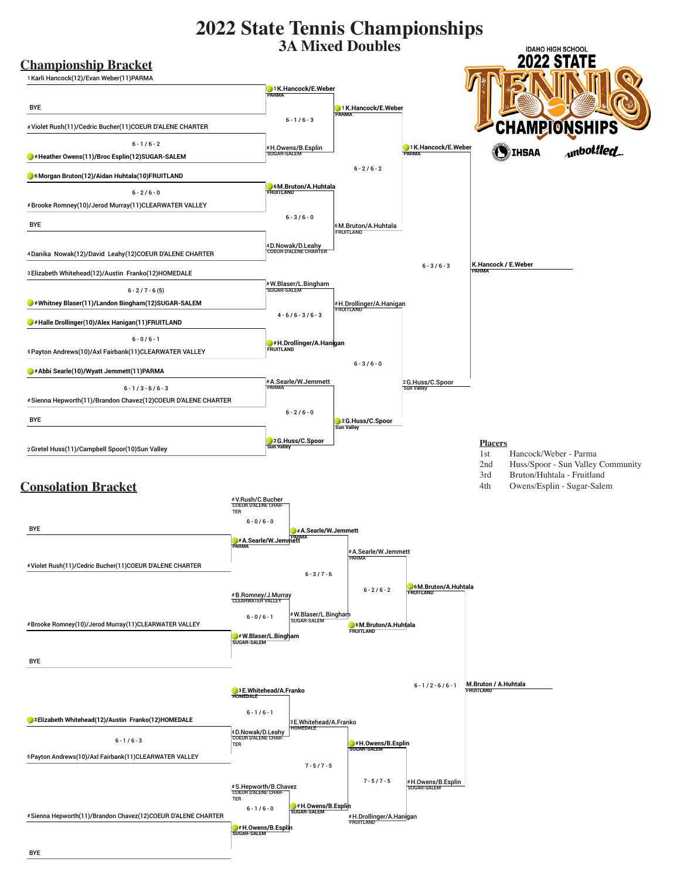# 2022 State Tennis Championships
## 3A Mixed Doubles

IDAHO HIGH SCHOOL 2022 STATE TENNIS CHAMPIONSHIPS

IHSAA unbottled

## Championship Bracket

1 Karli Hancock(12)/Evan Weber(11)PARMA

BYE

#Violet Rush(11)/Cedric Bucher(11)COEUR D'ALENE CHARTER

6 - 1 / 6 - 2

#Heather Owens(11)/Broc Esplin(12)SUGAR-SALEM

6 Morgan Bruton(12)/Aidan Huhtala(10)FRUITLAND

6 - 2 / 6 - 0

#Brooke Romney(10)/Jerod Murray(11)CLEARWATER VALLEY

BYE

4 Danika Nowak(12)/David Leahy(12)COEUR D'ALENE CHARTER

3 Elizabeth Whitehead(12)/Austin Franko(12)HOMEDALE

6 - 2 / 7 - 6 (5)

#Whitney Blaser(11)/Landon Bingham(12)SUGAR-SALEM

#Halle Drollinger(10)/Alex Hanigan(11)FRUITLAND

6 - 0 / 6 - 1

5 Payton Andrews(10)/Axl Fairbank(11)CLEARWATER VALLEY

#Abbi Searle(10)/Wyatt Jemmett(11)PARMA

6 - 1 / 3 - 6 / 6 - 3

#Sienna Hepworth(11)/Brandon Chavez(12)COEUR D'ALENE CHARTER

BYE

2 Gretel Huss(11)/Campbell Spoor(10)Sun Valley

Round 2:

1 K.Hancock/E.Weber PARMA

6 - 1 / 6 - 3

#H.Owens/B.Esplin SUGAR-SALEM

6 M.Bruton/A.Huhtala FRUITLAND

6 - 3 / 6 - 0

4 D.Nowak/D.Leahy COEUR D'ALENE CHARTER

#W.Blaser/L.Bingham SUGAR-SALEM

4 - 6 / 6 - 3 / 6 - 3

#H.Drollinger/A.Hanigan FRUITLAND

#A.Searle/W.Jemmett PARMA

6 - 2 / 6 - 0

2 G.Huss/C.Spoor Sun Valley

Semifinals:

1 K.Hancock/E.Weber PARMA

6 - 2 / 6 - 2

6 M.Bruton/A.Huhtala FRUITLAND

#H.Drollinger/A.Hanigan FRUITLAND

6 - 3 / 6 - 0

2 G.Huss/C.Spoor Sun Valley

Final:

1 K.Hancock/E.Weber PARMA

6 - 3 / 6 - 3

2 G.Huss/C.Spoor Sun Valley

Champion: K.Hancock / E.Weber PARMA

### Placers

| | |
|---|---|
| 1st | Hancock/Weber - Parma |
| 2nd | Huss/Spoor - Sun Valley Community |
| 3rd | Bruton/Huhtala - Fruitland |
| 4th | Owens/Esplin - Sugar-Salem |

## Consolation Bracket

BYE

#Violet Rush(11)/Cedric Bucher(11)COEUR D'ALENE CHARTER

#Brooke Romney(10)/Jerod Murray(11)CLEARWATER VALLEY

BYE

3 Elizabeth Whitehead(12)/Austin Franko(12)HOMEDALE

6 - 1 / 6 - 3

5 Payton Andrews(10)/Axl Fairbank(11)CLEARWATER VALLEY

#Sienna Hepworth(11)/Brandon Chavez(12)COEUR D'ALENE CHARTER

BYE

Round 2:

#V.Rush/C.Bucher COEUR D'ALENE CHARTER

6 - 0 / 6 - 0

#A.Searle/W.Jemmett PARMA

#B.Romney/J.Murray CLEARWATER VALLEY

6 - 0 / 6 - 1

#W.Blaser/L.Bingham SUGAR-SALEM

3 E.Whitehead/A.Franko HOMEDALE

6 - 1 / 6 - 1

4 D.Nowak/D.Leahy COEUR D'ALENE CHARTER

#S.Hepworth/B.Chavez COEUR D'ALENE CHARTER

6 - 1 / 6 - 0

#H.Owens/B.Esplin SUGAR-SALEM

Round 3:

#A.Searle/W.Jemmett PARMA

6 - 3 / 7 - 6

#W.Blaser/L.Bingham SUGAR-SALEM

3 E.Whitehead/A.Franko HOMEDALE

7 - 5 / 7 - 5

#H.Owens/B.Esplin SUGAR-SALEM

Round 4:

#A.Searle/W.Jemmett PARMA

6 - 2 / 6 - 2

6 M.Bruton/A.Huhtala FRUITLAND

#H.Owens/B.Esplin SUGAR-SALEM

7 - 5 / 7 - 5

#H.Drollinger/A.Hanigan FRUITLAND

Consolation Final:

6 M.Bruton/A.Huhtala FRUITLAND

6 - 1 / 2 - 6 / 6 - 1

#H.Owens/B.Esplin SUGAR-SALEM

Winner: M.Bruton / A.Huhtala FRUITLAND